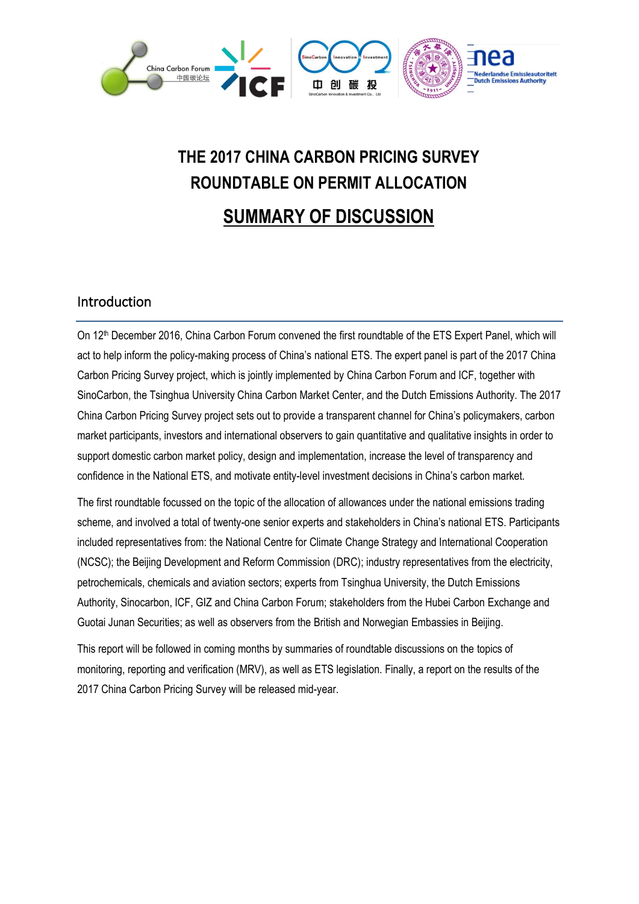# THE 2017 CHINA CARBON PRICING SURVEY
# ROUNDTABLE ON PERMIT ALLOCATION

# SUMMARY OF DISCUSSION

## Introduction

On 12[th] December 2016, China Carbon Forum convened the first roundtable of the ETS Expert Panel, which will act to help inform the policy-making process of China's national ETS. The expert panel is part of the 2017 China Carbon Pricing Survey project, which is jointly implemented by China Carbon Forum and ICF, together with SinoCarbon, the Tsinghua University China Carbon Market Center, and the Dutch Emissions Authority. The 2017 China Carbon Pricing Survey project sets out to provide a transparent channel for China's policymakers, carbon market participants, investors and international observers to gain quantitative and qualitative insights in order to support domestic carbon market policy, design and implementation, increase the level of transparency and confidence in the National ETS, and motivate entity-level investment decisions in China's carbon market.

The first roundtable focussed on the topic of the allocation of allowances under the national emissions trading scheme, and involved a total of twenty-one senior experts and stakeholders in China's national ETS. Participants included representatives from: the National Centre for Climate Change Strategy and International Cooperation (NCSC); the Beijing Development and Reform Commission (DRC); industry representatives from the electricity, petrochemicals, chemicals and aviation sectors; experts from Tsinghua University, the Dutch Emissions Authority, Sinocarbon, ICF, GIZ and China Carbon Forum; stakeholders from the Hubei Carbon Exchange and Guotai Junan Securities; as well as observers from the British and Norwegian Embassies in Beijing.

This report will be followed in coming months by summaries of roundtable discussions on the topics of monitoring, reporting and verification (MRV), as well as ETS legislation. Finally, a report on the results of the 2017 China Carbon Pricing Survey will be released mid-year.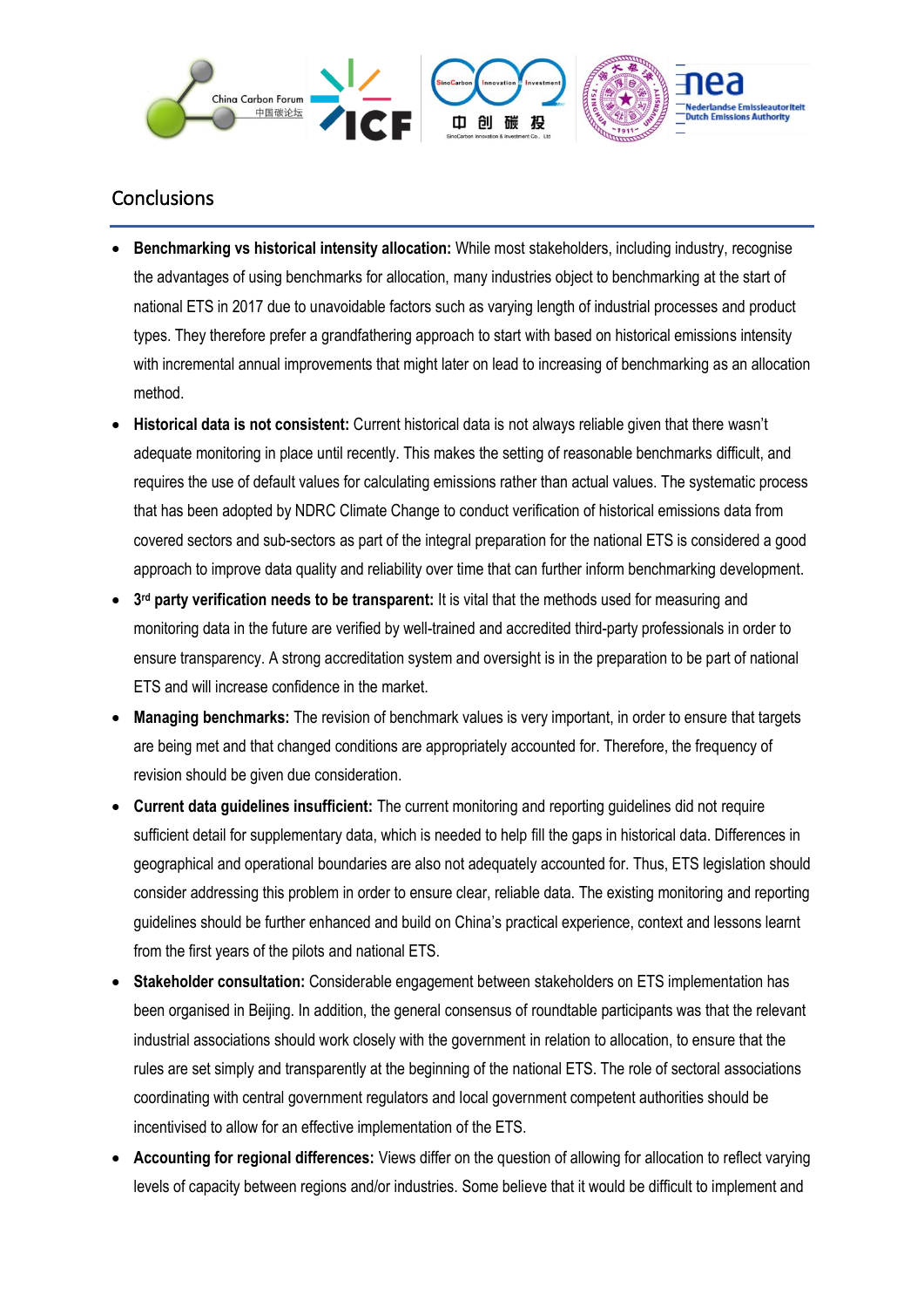## Conclusions

- **Benchmarking vs historical intensity allocation:** While most stakeholders, including industry, recognise the advantages of using benchmarks for allocation, many industries object to benchmarking at the start of national ETS in 2017 due to unavoidable factors such as varying length of industrial processes and product types. They therefore prefer a grandfathering approach to start with based on historical emissions intensity with incremental annual improvements that might later on lead to increasing of benchmarking as an allocation method.
- **Historical data is not consistent:** Current historical data is not always reliable given that there wasn't adequate monitoring in place until recently. This makes the setting of reasonable benchmarks difficult, and requires the use of default values for calculating emissions rather than actual values. The systematic process that has been adopted by NDRC Climate Change to conduct verification of historical emissions data from covered sectors and sub-sectors as part of the integral preparation for the national ETS is considered a good approach to improve data quality and reliability over time that can further inform benchmarking development.
- **3rd party verification needs to be transparent:** It is vital that the methods used for measuring and monitoring data in the future are verified by well-trained and accredited third-party professionals in order to ensure transparency. A strong accreditation system and oversight is in the preparation to be part of national ETS and will increase confidence in the market.
- **Managing benchmarks:** The revision of benchmark values is very important, in order to ensure that targets are being met and that changed conditions are appropriately accounted for. Therefore, the frequency of revision should be given due consideration.
- **Current data guidelines insufficient:** The current monitoring and reporting guidelines did not require sufficient detail for supplementary data, which is needed to help fill the gaps in historical data. Differences in geographical and operational boundaries are also not adequately accounted for. Thus, ETS legislation should consider addressing this problem in order to ensure clear, reliable data. The existing monitoring and reporting guidelines should be further enhanced and build on China's practical experience, context and lessons learnt from the first years of the pilots and national ETS.
- **Stakeholder consultation:** Considerable engagement between stakeholders on ETS implementation has been organised in Beijing. In addition, the general consensus of roundtable participants was that the relevant industrial associations should work closely with the government in relation to allocation, to ensure that the rules are set simply and transparently at the beginning of the national ETS. The role of sectoral associations coordinating with central government regulators and local government competent authorities should be incentivised to allow for an effective implementation of the ETS.
- **Accounting for regional differences:** Views differ on the question of allowing for allocation to reflect varying levels of capacity between regions and/or industries. Some believe that it would be difficult to implement and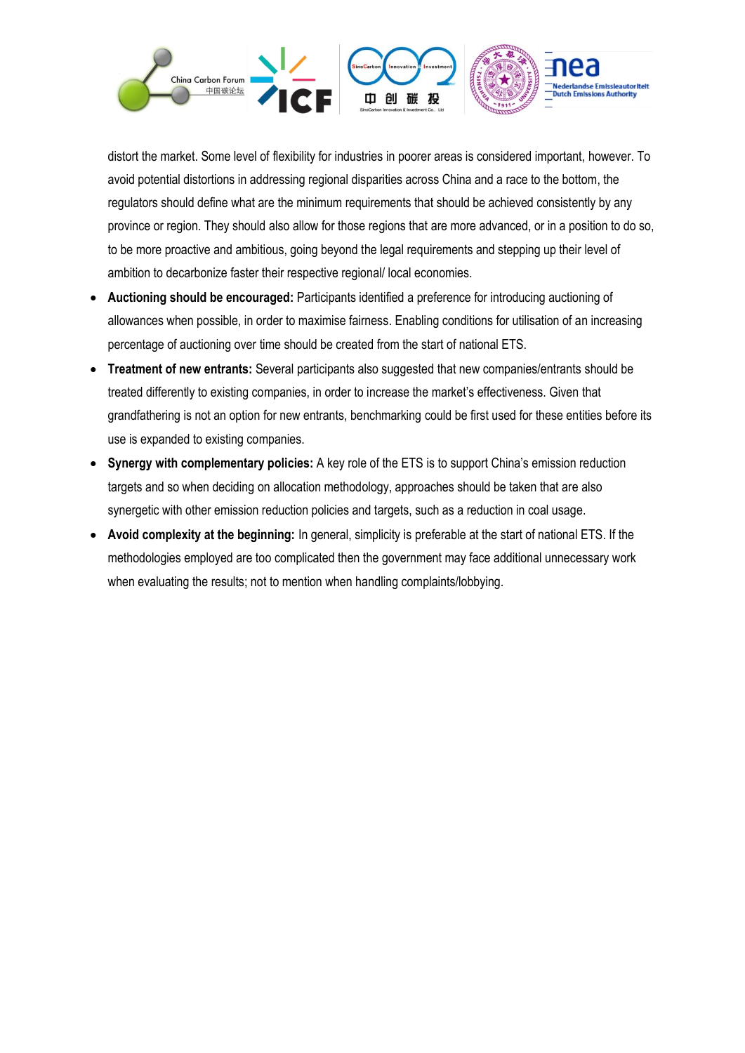distort the market. Some level of flexibility for industries in poorer areas is considered important, however. To avoid potential distortions in addressing regional disparities across China and a race to the bottom, the regulators should define what are the minimum requirements that should be achieved consistently by any province or region. They should also allow for those regions that are more advanced, or in a position to do so, to be more proactive and ambitious, going beyond the legal requirements and stepping up their level of ambition to decarbonize faster their respective regional/ local economies.

- **Auctioning should be encouraged:** Participants identified a preference for introducing auctioning of allowances when possible, in order to maximise fairness. Enabling conditions for utilisation of an increasing percentage of auctioning over time should be created from the start of national ETS.
- **Treatment of new entrants:** Several participants also suggested that new companies/entrants should be treated differently to existing companies, in order to increase the market's effectiveness. Given that grandfathering is not an option for new entrants, benchmarking could be first used for these entities before its use is expanded to existing companies.
- **Synergy with complementary policies:** A key role of the ETS is to support China's emission reduction targets and so when deciding on allocation methodology, approaches should be taken that are also synergetic with other emission reduction policies and targets, such as a reduction in coal usage.
- **Avoid complexity at the beginning:** In general, simplicity is preferable at the start of national ETS. If the methodologies employed are too complicated then the government may face additional unnecessary work when evaluating the results; not to mention when handling complaints/lobbying.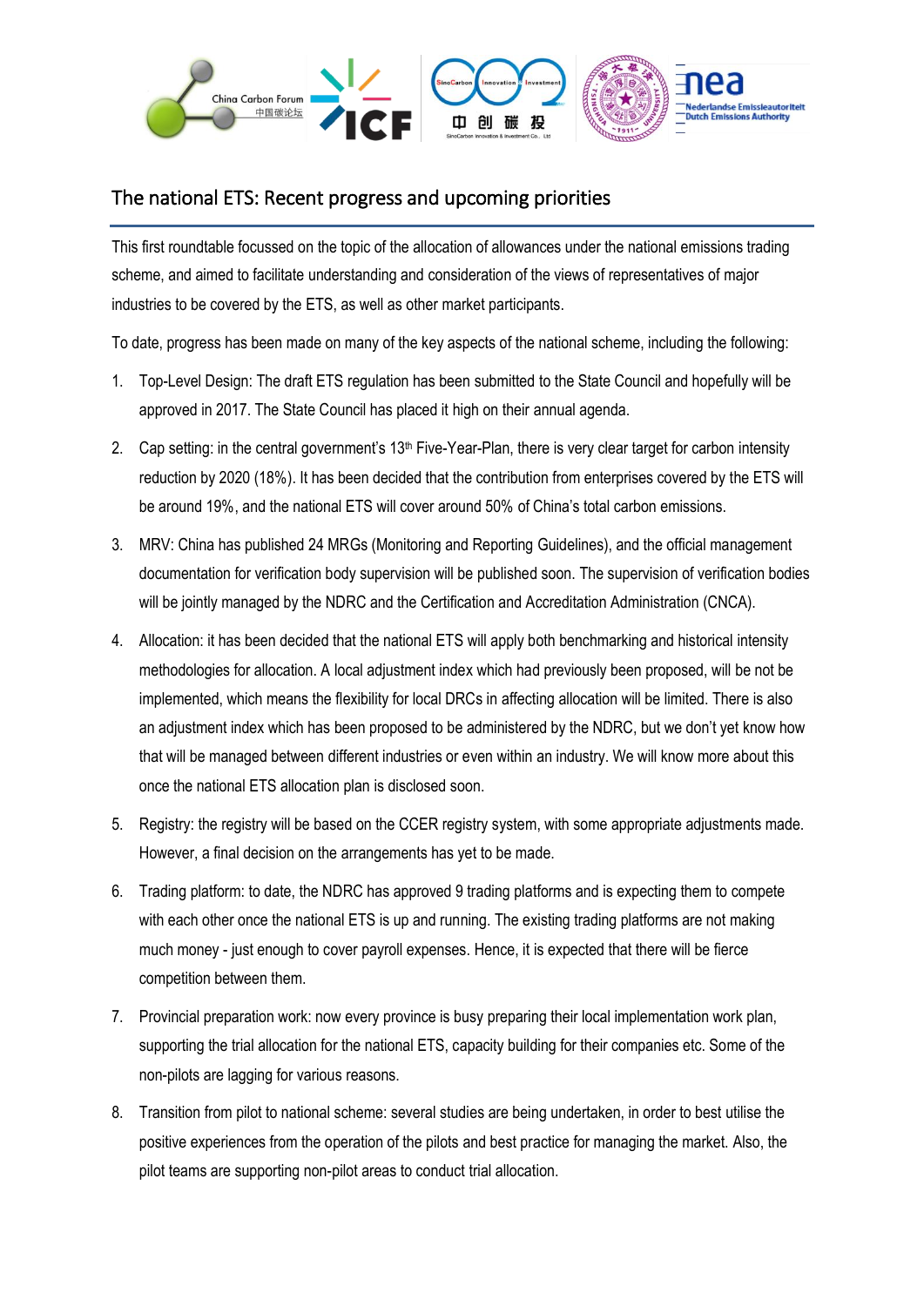## The national ETS: Recent progress and upcoming priorities

This first roundtable focussed on the topic of the allocation of allowances under the national emissions trading scheme, and aimed to facilitate understanding and consideration of the views of representatives of major industries to be covered by the ETS, as well as other market participants.

To date, progress has been made on many of the key aspects of the national scheme, including the following:

1. Top-Level Design: The draft ETS regulation has been submitted to the State Council and hopefully will be approved in 2017. The State Council has placed it high on their annual agenda.
2. Cap setting: in the central government's 13th Five-Year-Plan, there is very clear target for carbon intensity reduction by 2020 (18%). It has been decided that the contribution from enterprises covered by the ETS will be around 19%, and the national ETS will cover around 50% of China's total carbon emissions.
3. MRV: China has published 24 MRGs (Monitoring and Reporting Guidelines), and the official management documentation for verification body supervision will be published soon. The supervision of verification bodies will be jointly managed by the NDRC and the Certification and Accreditation Administration (CNCA).
4. Allocation: it has been decided that the national ETS will apply both benchmarking and historical intensity methodologies for allocation. A local adjustment index which had previously been proposed, will be not be implemented, which means the flexibility for local DRCs in affecting allocation will be limited. There is also an adjustment index which has been proposed to be administered by the NDRC, but we don't yet know how that will be managed between different industries or even within an industry. We will know more about this once the national ETS allocation plan is disclosed soon.
5. Registry: the registry will be based on the CCER registry system, with some appropriate adjustments made. However, a final decision on the arrangements has yet to be made.
6. Trading platform: to date, the NDRC has approved 9 trading platforms and is expecting them to compete with each other once the national ETS is up and running. The existing trading platforms are not making much money - just enough to cover payroll expenses. Hence, it is expected that there will be fierce competition between them.
7. Provincial preparation work: now every province is busy preparing their local implementation work plan, supporting the trial allocation for the national ETS, capacity building for their companies etc. Some of the non-pilots are lagging for various reasons.
8. Transition from pilot to national scheme: several studies are being undertaken, in order to best utilise the positive experiences from the operation of the pilots and best practice for managing the market. Also, the pilot teams are supporting non-pilot areas to conduct trial allocation.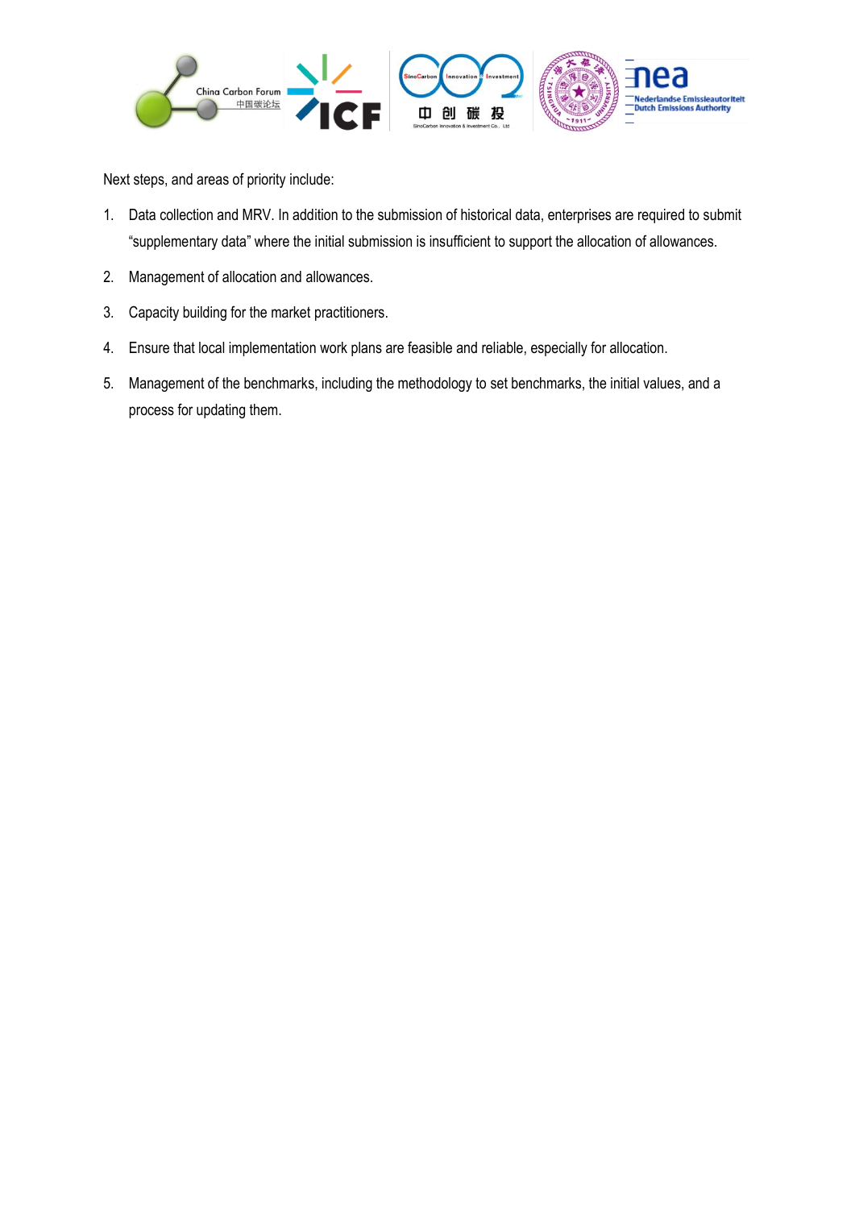Next steps, and areas of priority include:

1. Data collection and MRV. In addition to the submission of historical data, enterprises are required to submit "supplementary data" where the initial submission is insufficient to support the allocation of allowances.
2. Management of allocation and allowances.
3. Capacity building for the market practitioners.
4. Ensure that local implementation work plans are feasible and reliable, especially for allocation.
5. Management of the benchmarks, including the methodology to set benchmarks, the initial values, and a process for updating them.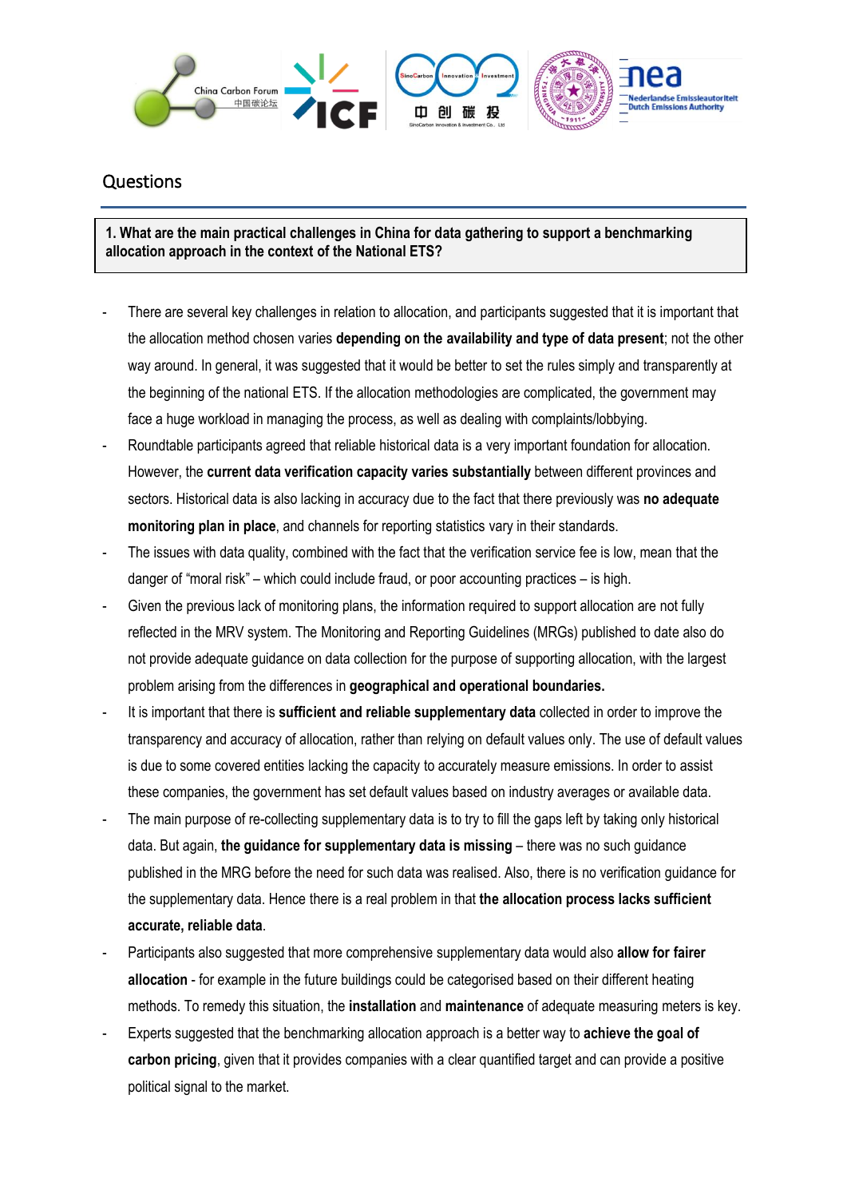## Questions

**1. What are the main practical challenges in China for data gathering to support a benchmarking allocation approach in the context of the National ETS?**

- There are several key challenges in relation to allocation, and participants suggested that it is important that the allocation method chosen varies **depending on the availability and type of data present**; not the other way around. In general, it was suggested that it would be better to set the rules simply and transparently at the beginning of the national ETS. If the allocation methodologies are complicated, the government may face a huge workload in managing the process, as well as dealing with complaints/lobbying.
- Roundtable participants agreed that reliable historical data is a very important foundation for allocation. However, the **current data verification capacity varies substantially** between different provinces and sectors. Historical data is also lacking in accuracy due to the fact that there previously was **no adequate monitoring plan in place**, and channels for reporting statistics vary in their standards.
- The issues with data quality, combined with the fact that the verification service fee is low, mean that the danger of "moral risk" – which could include fraud, or poor accounting practices – is high.
- Given the previous lack of monitoring plans, the information required to support allocation are not fully reflected in the MRV system. The Monitoring and Reporting Guidelines (MRGs) published to date also do not provide adequate guidance on data collection for the purpose of supporting allocation, with the largest problem arising from the differences in **geographical and operational boundaries.**
- It is important that there is **sufficient and reliable supplementary data** collected in order to improve the transparency and accuracy of allocation, rather than relying on default values only. The use of default values is due to some covered entities lacking the capacity to accurately measure emissions. In order to assist these companies, the government has set default values based on industry averages or available data.
- The main purpose of re-collecting supplementary data is to try to fill the gaps left by taking only historical data. But again, **the guidance for supplementary data is missing** – there was no such guidance published in the MRG before the need for such data was realised. Also, there is no verification guidance for the supplementary data. Hence there is a real problem in that **the allocation process lacks sufficient accurate, reliable data**.
- Participants also suggested that more comprehensive supplementary data would also **allow for fairer allocation** - for example in the future buildings could be categorised based on their different heating methods. To remedy this situation, the **installation** and **maintenance** of adequate measuring meters is key.
- Experts suggested that the benchmarking allocation approach is a better way to **achieve the goal of carbon pricing**, given that it provides companies with a clear quantified target and can provide a positive political signal to the market.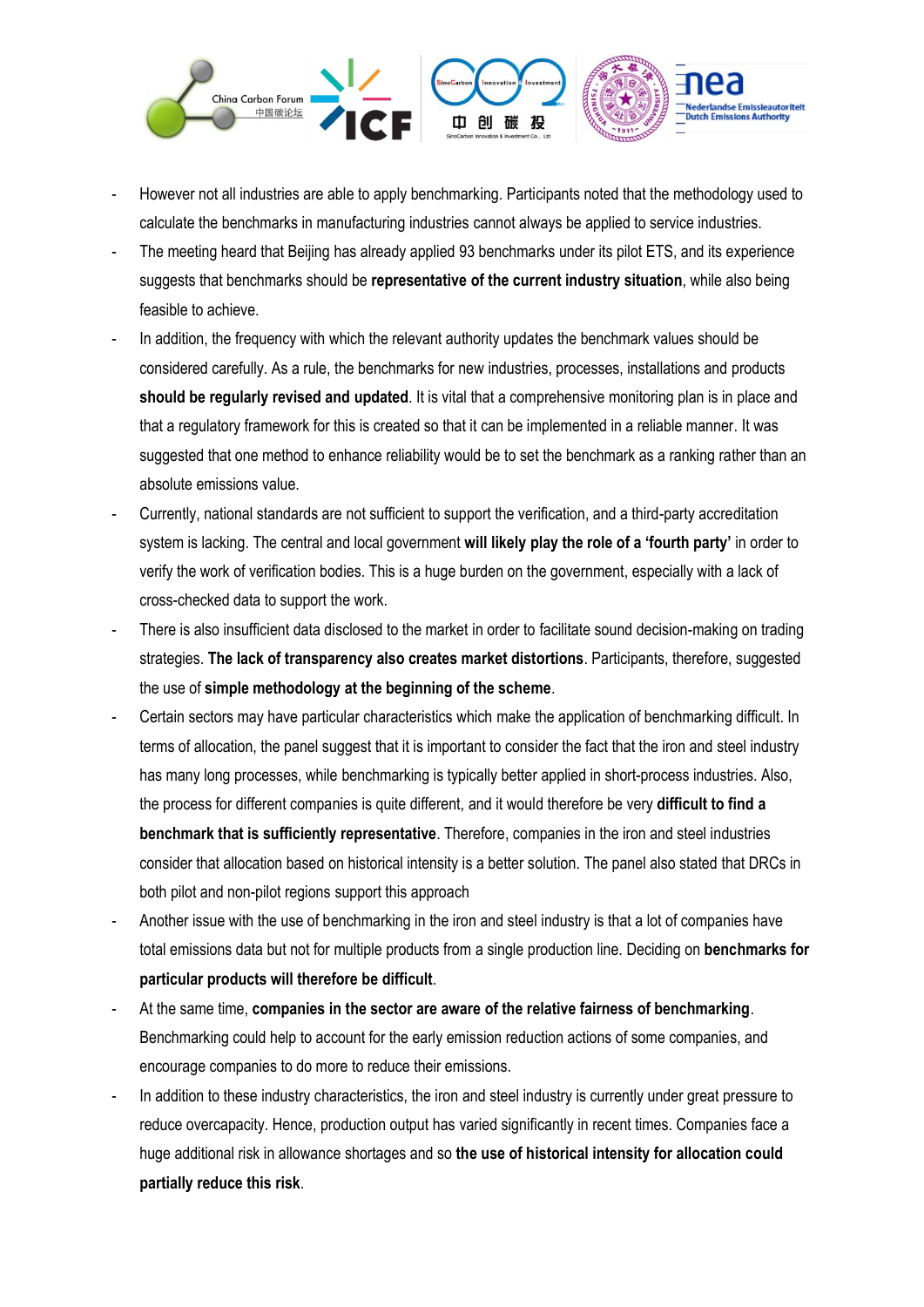- However not all industries are able to apply benchmarking. Participants noted that the methodology used to calculate the benchmarks in manufacturing industries cannot always be applied to service industries.
- The meeting heard that Beijing has already applied 93 benchmarks under its pilot ETS, and its experience suggests that benchmarks should be **representative of the current industry situation**, while also being feasible to achieve.
- In addition, the frequency with which the relevant authority updates the benchmark values should be considered carefully. As a rule, the benchmarks for new industries, processes, installations and products **should be regularly revised and updated**. It is vital that a comprehensive monitoring plan is in place and that a regulatory framework for this is created so that it can be implemented in a reliable manner. It was suggested that one method to enhance reliability would be to set the benchmark as a ranking rather than an absolute emissions value.
- Currently, national standards are not sufficient to support the verification, and a third-party accreditation system is lacking. The central and local government **will likely play the role of a 'fourth party'** in order to verify the work of verification bodies. This is a huge burden on the government, especially with a lack of cross-checked data to support the work.
- There is also insufficient data disclosed to the market in order to facilitate sound decision-making on trading strategies. **The lack of transparency also creates market distortions**. Participants, therefore, suggested the use of **simple methodology at the beginning of the scheme**.
- Certain sectors may have particular characteristics which make the application of benchmarking difficult. In terms of allocation, the panel suggest that it is important to consider the fact that the iron and steel industry has many long processes, while benchmarking is typically better applied in short-process industries. Also, the process for different companies is quite different, and it would therefore be very **difficult to find a benchmark that is sufficiently representative**. Therefore, companies in the iron and steel industries consider that allocation based on historical intensity is a better solution. The panel also stated that DRCs in both pilot and non-pilot regions support this approach
- Another issue with the use of benchmarking in the iron and steel industry is that a lot of companies have total emissions data but not for multiple products from a single production line. Deciding on **benchmarks for particular products will therefore be difficult**.
- At the same time, **companies in the sector are aware of the relative fairness of benchmarking**. Benchmarking could help to account for the early emission reduction actions of some companies, and encourage companies to do more to reduce their emissions.
- In addition to these industry characteristics, the iron and steel industry is currently under great pressure to reduce overcapacity. Hence, production output has varied significantly in recent times. Companies face a huge additional risk in allowance shortages and so **the use of historical intensity for allocation could partially reduce this risk**.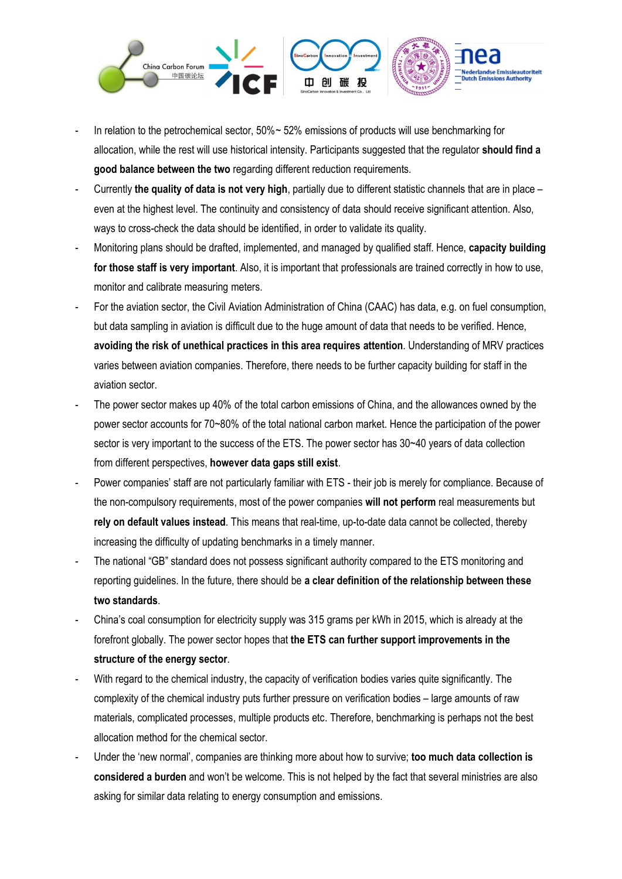- In relation to the petrochemical sector, 50%~ 52% emissions of products will use benchmarking for allocation, while the rest will use historical intensity. Participants suggested that the regulator **should find a good balance between the two** regarding different reduction requirements.
- Currently **the quality of data is not very high**, partially due to different statistic channels that are in place – even at the highest level. The continuity and consistency of data should receive significant attention. Also, ways to cross-check the data should be identified, in order to validate its quality.
- Monitoring plans should be drafted, implemented, and managed by qualified staff. Hence, **capacity building for those staff is very important**. Also, it is important that professionals are trained correctly in how to use, monitor and calibrate measuring meters.
- For the aviation sector, the Civil Aviation Administration of China (CAAC) has data, e.g. on fuel consumption, but data sampling in aviation is difficult due to the huge amount of data that needs to be verified. Hence, **avoiding the risk of unethical practices in this area requires attention**. Understanding of MRV practices varies between aviation companies. Therefore, there needs to be further capacity building for staff in the aviation sector.
- The power sector makes up 40% of the total carbon emissions of China, and the allowances owned by the power sector accounts for 70~80% of the total national carbon market. Hence the participation of the power sector is very important to the success of the ETS. The power sector has 30~40 years of data collection from different perspectives, **however data gaps still exist**.
- Power companies' staff are not particularly familiar with ETS - their job is merely for compliance. Because of the non-compulsory requirements, most of the power companies **will not perform** real measurements but **rely on default values instead**. This means that real-time, up-to-date data cannot be collected, thereby increasing the difficulty of updating benchmarks in a timely manner.
- The national "GB" standard does not possess significant authority compared to the ETS monitoring and reporting guidelines. In the future, there should be **a clear definition of the relationship between these two standards**.
- China's coal consumption for electricity supply was 315 grams per kWh in 2015, which is already at the forefront globally. The power sector hopes that **the ETS can further support improvements in the structure of the energy sector**.
- With regard to the chemical industry, the capacity of verification bodies varies quite significantly. The complexity of the chemical industry puts further pressure on verification bodies – large amounts of raw materials, complicated processes, multiple products etc. Therefore, benchmarking is perhaps not the best allocation method for the chemical sector.
- Under the 'new normal', companies are thinking more about how to survive; **too much data collection is considered a burden** and won't be welcome. This is not helped by the fact that several ministries are also asking for similar data relating to energy consumption and emissions.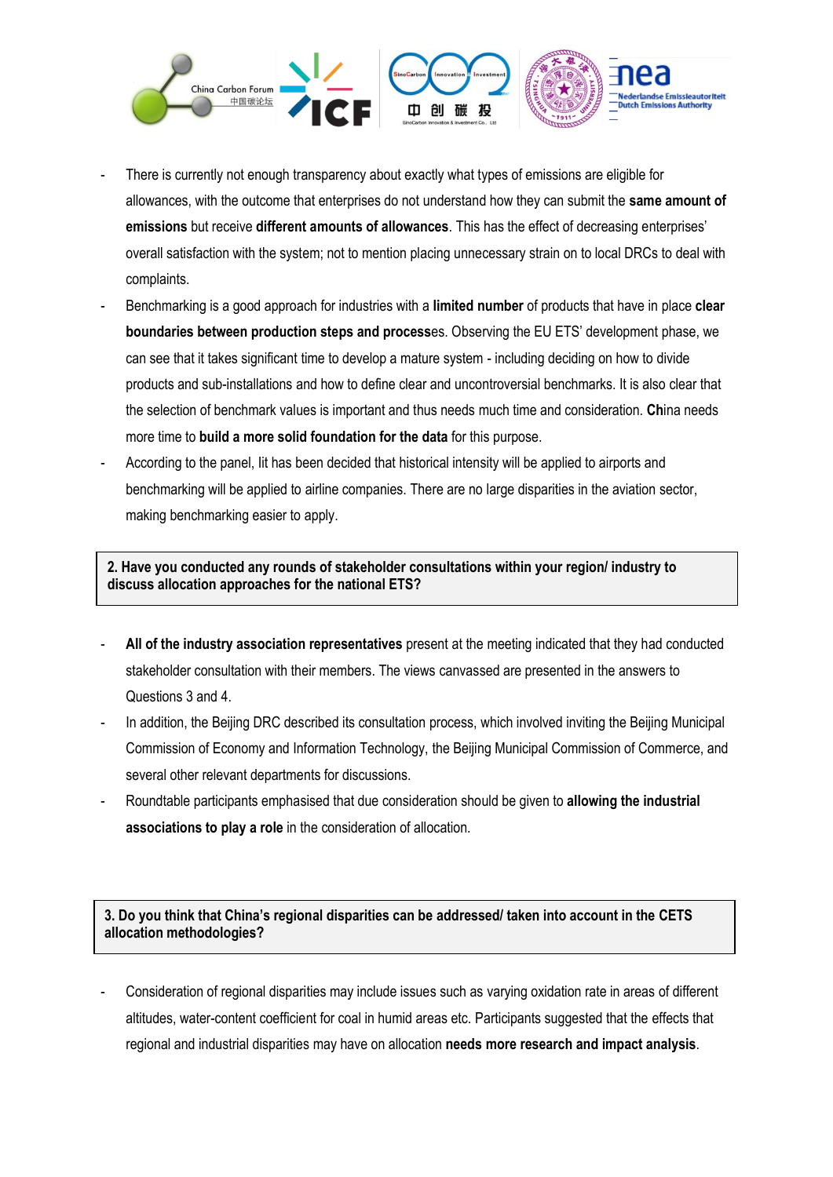- There is currently not enough transparency about exactly what types of emissions are eligible for allowances, with the outcome that enterprises do not understand how they can submit the **same amount of emissions** but receive **different amounts of allowances**. This has the effect of decreasing enterprises' overall satisfaction with the system; not to mention placing unnecessary strain on to local DRCs to deal with complaints.
- Benchmarking is a good approach for industries with a **limited number** of products that have in place **clear boundaries between production steps and process**es. Observing the EU ETS' development phase, we can see that it takes significant time to develop a mature system - including deciding on how to divide products and sub-installations and how to define clear and uncontroversial benchmarks. It is also clear that the selection of benchmark values is important and thus needs much time and consideration. **Ch**ina needs more time to **build a more solid foundation for the data** for this purpose.
- According to the panel, Iit has been decided that historical intensity will be applied to airports and benchmarking will be applied to airline companies. There are no large disparities in the aviation sector, making benchmarking easier to apply.

**2. Have you conducted any rounds of stakeholder consultations within your region/ industry to discuss allocation approaches for the national ETS?**

- **All of the industry association representatives** present at the meeting indicated that they had conducted stakeholder consultation with their members. The views canvassed are presented in the answers to Questions 3 and 4.
- In addition, the Beijing DRC described its consultation process, which involved inviting the Beijing Municipal Commission of Economy and Information Technology, the Beijing Municipal Commission of Commerce, and several other relevant departments for discussions.
- Roundtable participants emphasised that due consideration should be given to **allowing the industrial associations to play a role** in the consideration of allocation.

**3. Do you think that China's regional disparities can be addressed/ taken into account in the CETS allocation methodologies?**

- Consideration of regional disparities may include issues such as varying oxidation rate in areas of different altitudes, water-content coefficient for coal in humid areas etc. Participants suggested that the effects that regional and industrial disparities may have on allocation **needs more research and impact analysis**.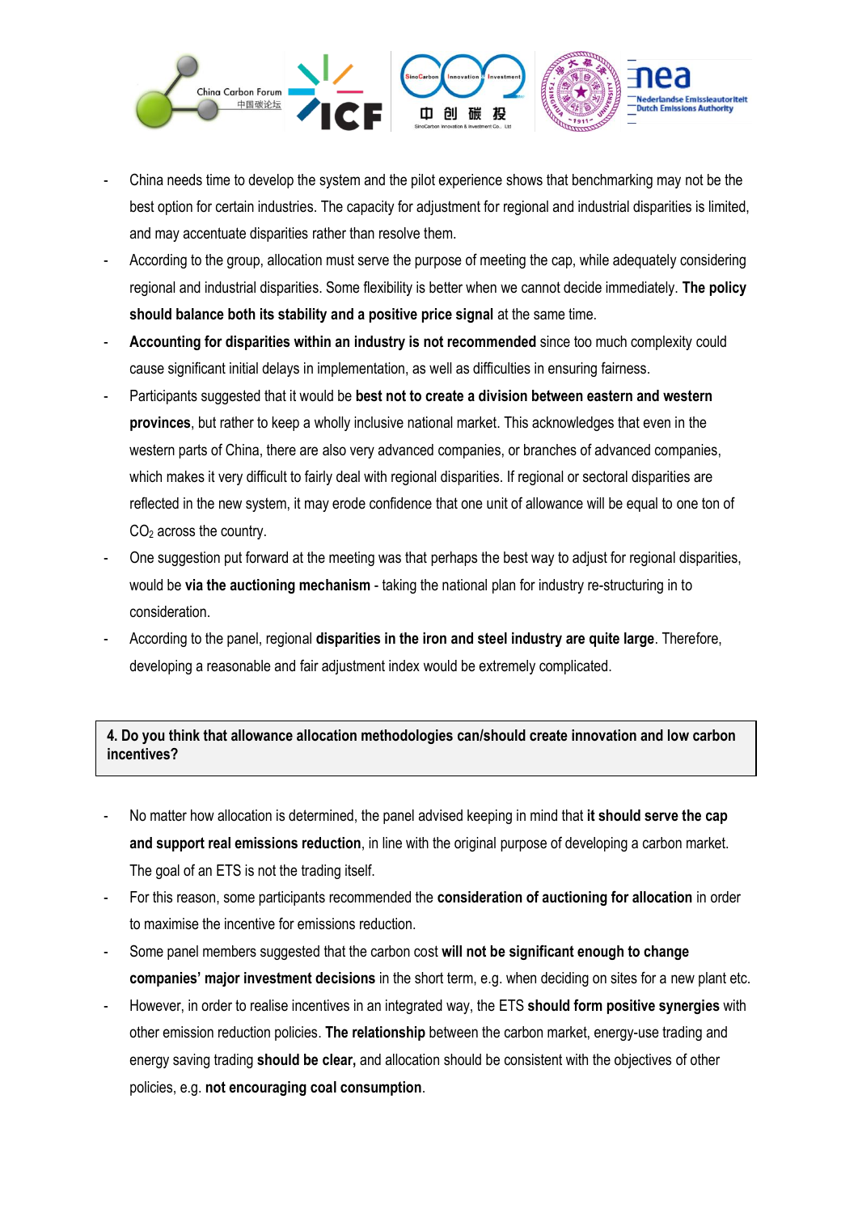- China needs time to develop the system and the pilot experience shows that benchmarking may not be the best option for certain industries. The capacity for adjustment for regional and industrial disparities is limited, and may accentuate disparities rather than resolve them.
- According to the group, allocation must serve the purpose of meeting the cap, while adequately considering regional and industrial disparities. Some flexibility is better when we cannot decide immediately. **The policy should balance both its stability and a positive price signal** at the same time.
- **Accounting for disparities within an industry is not recommended** since too much complexity could cause significant initial delays in implementation, as well as difficulties in ensuring fairness.
- Participants suggested that it would be **best not to create a division between eastern and western provinces**, but rather to keep a wholly inclusive national market. This acknowledges that even in the western parts of China, there are also very advanced companies, or branches of advanced companies, which makes it very difficult to fairly deal with regional disparities. If regional or sectoral disparities are reflected in the new system, it may erode confidence that one unit of allowance will be equal to one ton of $CO_2$ across the country.
- One suggestion put forward at the meeting was that perhaps the best way to adjust for regional disparities, would be **via the auctioning mechanism** - taking the national plan for industry re-structuring in to consideration.
- According to the panel, regional **disparities in the iron and steel industry are quite large**. Therefore, developing a reasonable and fair adjustment index would be extremely complicated.

**4. Do you think that allowance allocation methodologies can/should create innovation and low carbon incentives?**

- No matter how allocation is determined, the panel advised keeping in mind that **it should serve the cap and support real emissions reduction**, in line with the original purpose of developing a carbon market. The goal of an ETS is not the trading itself.
- For this reason, some participants recommended the **consideration of auctioning for allocation** in order to maximise the incentive for emissions reduction.
- Some panel members suggested that the carbon cost **will not be significant enough to change companies' major investment decisions** in the short term, e.g. when deciding on sites for a new plant etc.
- However, in order to realise incentives in an integrated way, the ETS **should form positive synergies** with other emission reduction policies. **The relationship** between the carbon market, energy-use trading and energy saving trading **should be clear,** and allocation should be consistent with the objectives of other policies, e.g. **not encouraging coal consumption**.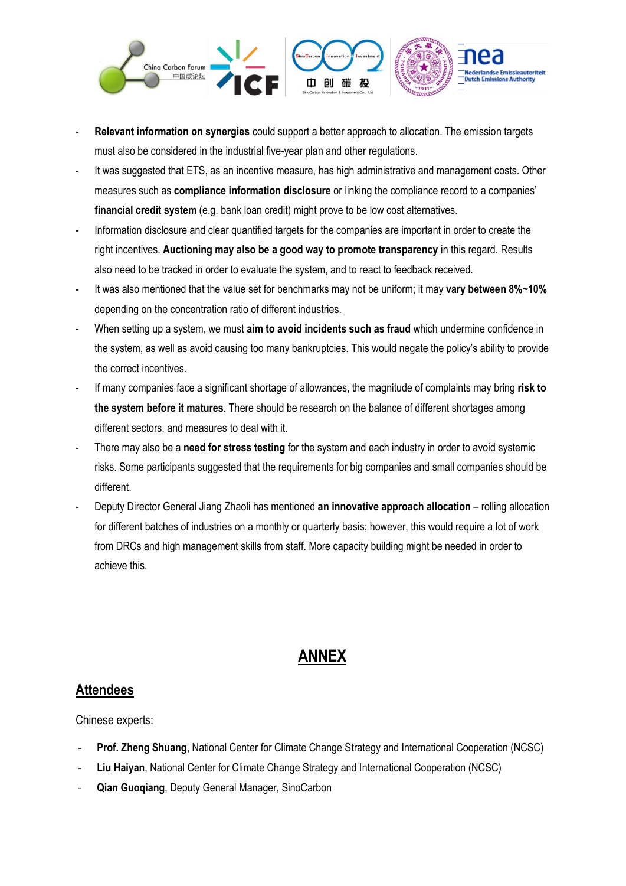- **Relevant information on synergies** could support a better approach to allocation. The emission targets must also be considered in the industrial five-year plan and other regulations.
- It was suggested that ETS, as an incentive measure, has high administrative and management costs. Other measures such as **compliance information disclosure** or linking the compliance record to a companies' **financial credit system** (e.g. bank loan credit) might prove to be low cost alternatives.
- Information disclosure and clear quantified targets for the companies are important in order to create the right incentives. **Auctioning may also be a good way to promote transparency** in this regard. Results also need to be tracked in order to evaluate the system, and to react to feedback received.
- It was also mentioned that the value set for benchmarks may not be uniform; it may **vary between 8%~10%** depending on the concentration ratio of different industries.
- When setting up a system, we must **aim to avoid incidents such as fraud** which undermine confidence in the system, as well as avoid causing too many bankruptcies. This would negate the policy's ability to provide the correct incentives.
- If many companies face a significant shortage of allowances, the magnitude of complaints may bring **risk to the system before it matures**. There should be research on the balance of different shortages among different sectors, and measures to deal with it.
- There may also be a **need for stress testing** for the system and each industry in order to avoid systemic risks. Some participants suggested that the requirements for big companies and small companies should be different.
- Deputy Director General Jiang Zhaoli has mentioned **an innovative approach allocation** – rolling allocation for different batches of industries on a monthly or quarterly basis; however, this would require a lot of work from DRCs and high management skills from staff. More capacity building might be needed in order to achieve this.

# ANNEX

## Attendees

Chinese experts:

- **Prof. Zheng Shuang**, National Center for Climate Change Strategy and International Cooperation (NCSC)
- **Liu Haiyan**, National Center for Climate Change Strategy and International Cooperation (NCSC)
- **Qian Guoqiang**, Deputy General Manager, SinoCarbon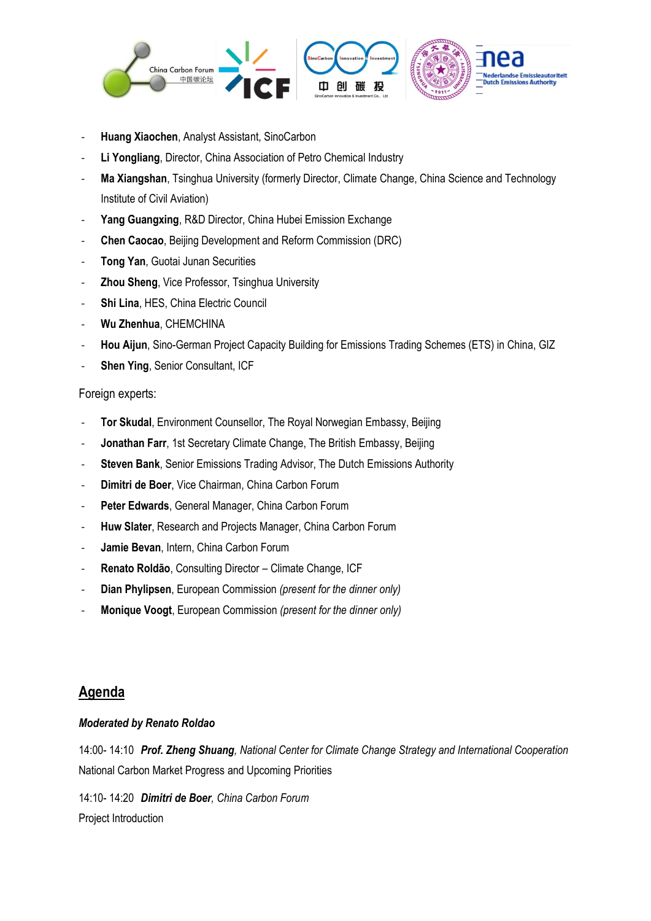- **Huang Xiaochen**, Analyst Assistant, SinoCarbon
- **Li Yongliang**, Director, China Association of Petro Chemical Industry
- **Ma Xiangshan**, Tsinghua University (formerly Director, Climate Change, China Science and Technology Institute of Civil Aviation)
- **Yang Guangxing**, R&D Director, China Hubei Emission Exchange
- **Chen Caocao**, Beijing Development and Reform Commission (DRC)
- **Tong Yan**, Guotai Junan Securities
- **Zhou Sheng**, Vice Professor, Tsinghua University
- **Shi Lina**, HES, China Electric Council
- **Wu Zhenhua**, CHEMCHINA
- **Hou Aijun**, Sino-German Project Capacity Building for Emissions Trading Schemes (ETS) in China, GIZ
- **Shen Ying**, Senior Consultant, ICF

Foreign experts:

- **Tor Skudal**, Environment Counsellor, The Royal Norwegian Embassy, Beijing
- **Jonathan Farr**, 1st Secretary Climate Change, The British Embassy, Beijing
- **Steven Bank**, Senior Emissions Trading Advisor, The Dutch Emissions Authority
- **Dimitri de Boer**, Vice Chairman, China Carbon Forum
- **Peter Edwards**, General Manager, China Carbon Forum
- **Huw Slater**, Research and Projects Manager, China Carbon Forum
- **Jamie Bevan**, Intern, China Carbon Forum
- **Renato Roldão**, Consulting Director – Climate Change, ICF
- **Dian Phylipsen**, European Commission *(present for the dinner only)*
- **Monique Voogt**, European Commission *(present for the dinner only)*

## Agenda

***Moderated by Renato Roldao***

14:00- 14:10 ***Prof. Zheng Shuang**, National Center for Climate Change Strategy and International Cooperation*
National Carbon Market Progress and Upcoming Priorities

14:10- 14:20 ***Dimitri de Boer**, China Carbon Forum*
Project Introduction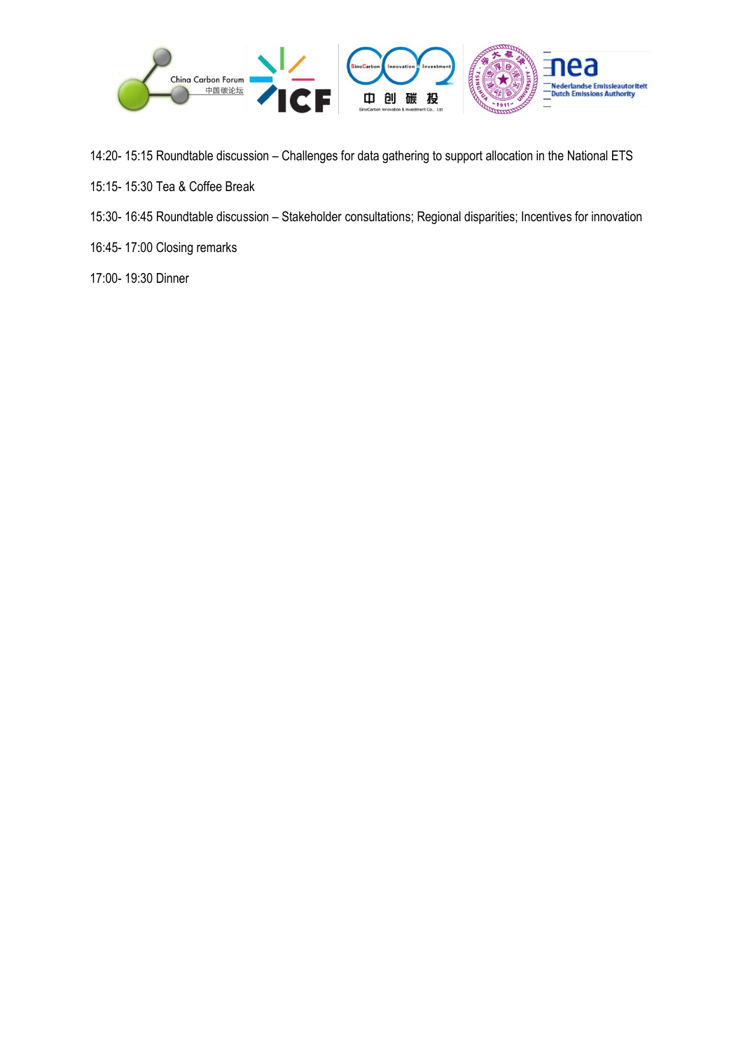14:20- 15:15 Roundtable discussion – Challenges for data gathering to support allocation in the National ETS

15:15- 15:30 Tea & Coffee Break

15:30- 16:45 Roundtable discussion – Stakeholder consultations; Regional disparities; Incentives for innovation

16:45- 17:00 Closing remarks

17:00- 19:30 Dinner